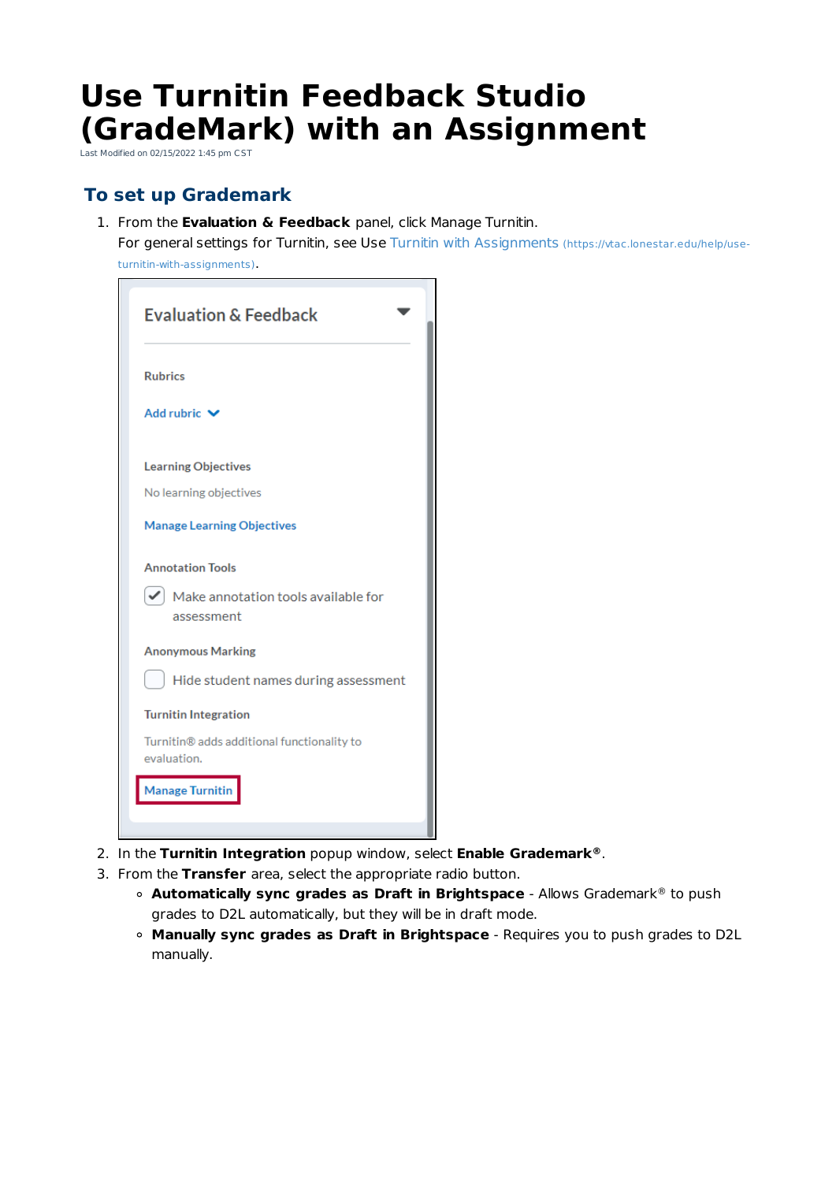# Use Turnitin Feedback Studio (GradeMark) with an Assignment

Last Modified on 02/15/2022 1:45 pm CST

## To set up Grademark

1. From the **Evaluation & Feedback** panel, click Manage Turnitin.
   For general settings for Turnitin, see Use Turnitin with Assignments (https://vtac.lonestar.edu/help/use-turnitin-with-assignments).
2. In the **Turnitin Integration** popup window, select **Enable Grademark®**.
3. From the **Transfer** area, select the appropriate radio button.
   - **Automatically sync grades as Draft in Brightspace** - Allows Grademark® to push grades to D2L automatically, but they will be in draft mode.
   - **Manually sync grades as Draft in Brightspace** - Requires you to push grades to D2L manually.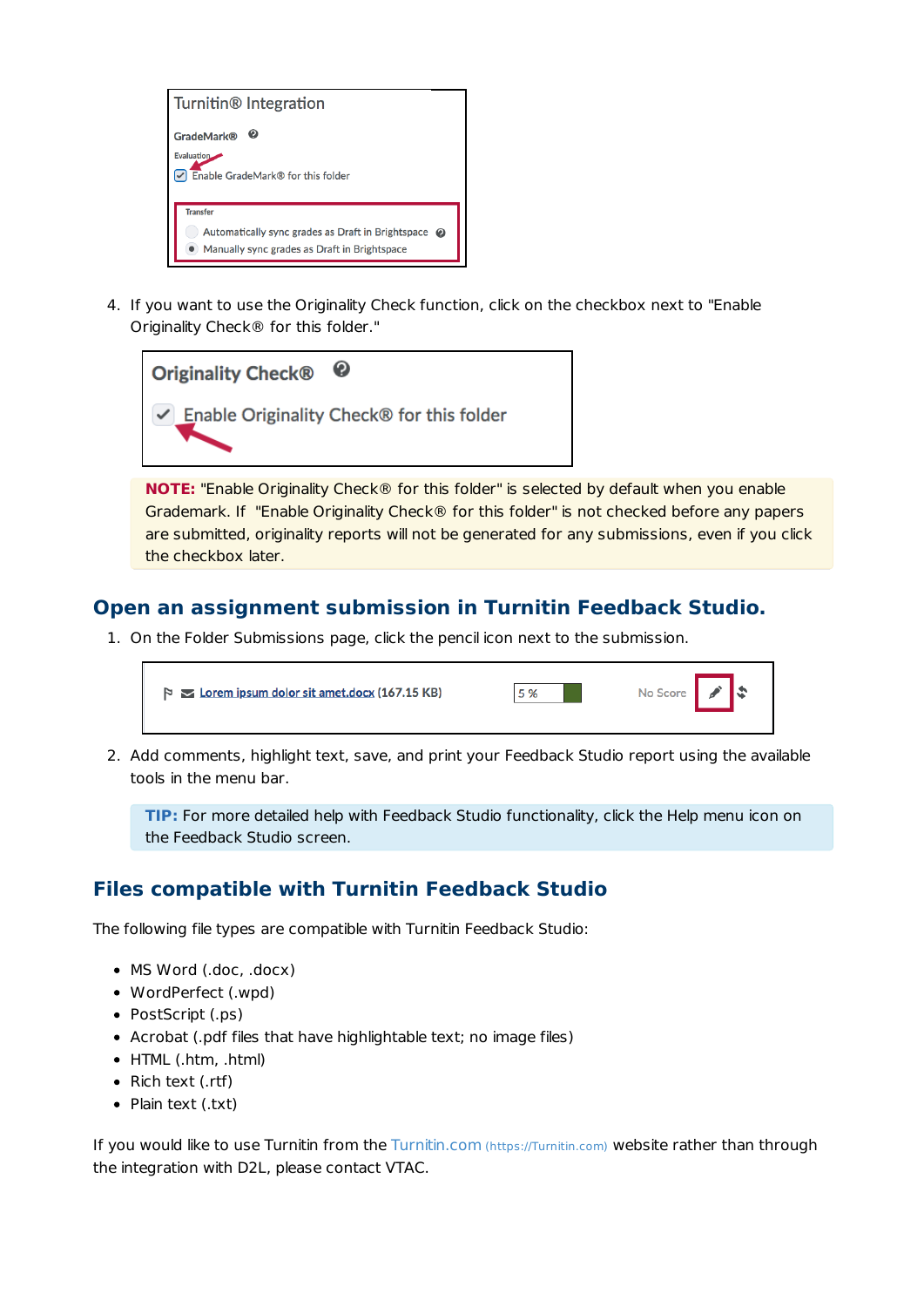4. If you want to use the Originality Check function, click on the checkbox next to "Enable Originality Check® for this folder."

**NOTE:** "Enable Originality Check® for this folder" is selected by default when you enable Grademark. If "Enable Originality Check® for this folder" is not checked before any papers are submitted, originality reports will not be generated for any submissions, even if you click the checkbox later.

## Open an assignment submission in Turnitin Feedback Studio.

1. On the Folder Submissions page, click the pencil icon next to the submission.
2. Add comments, highlight text, save, and print your Feedback Studio report using the available tools in the menu bar.

**TIP:** For more detailed help with Feedback Studio functionality, click the Help menu icon on the Feedback Studio screen.

## Files compatible with Turnitin Feedback Studio

The following file types are compatible with Turnitin Feedback Studio:

- MS Word (.doc, .docx)
- WordPerfect (.wpd)
- PostScript (.ps)
- Acrobat (.pdf files that have highlightable text; no image files)
- HTML (.htm, .html)
- Rich text (.rtf)
- Plain text (.txt)

If you would like to use Turnitin from the Turnitin.com (https://Turnitin.com) website rather than through the integration with D2L, please contact VTAC.